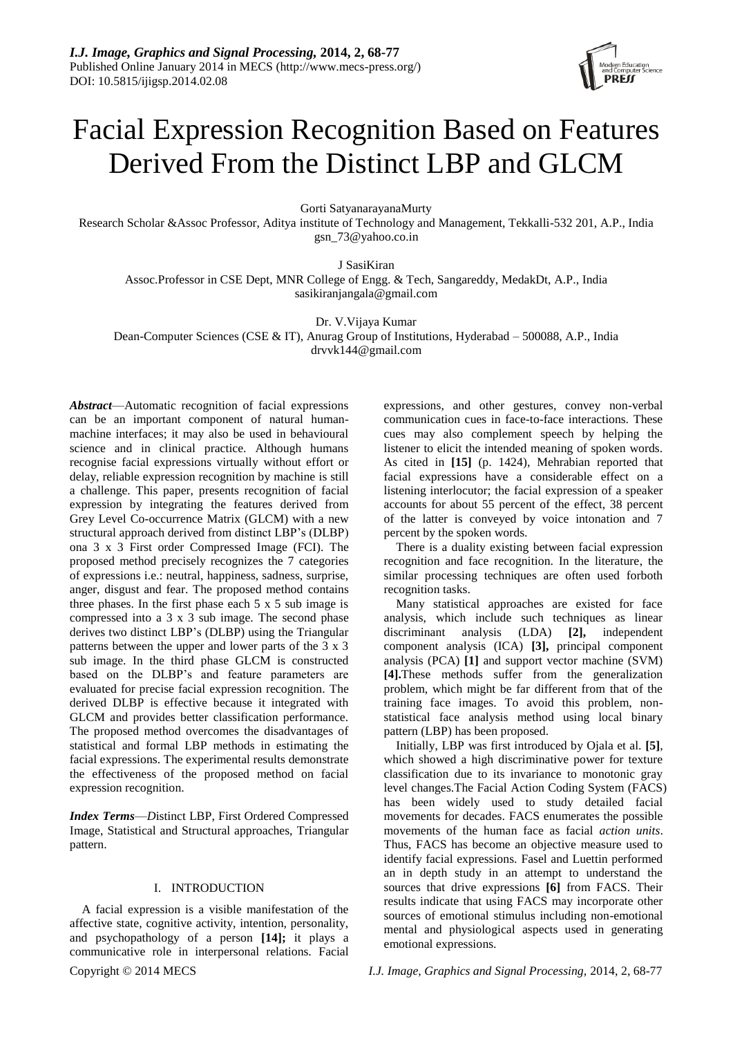# Facial Expression Recognition Based on Features Derived From the Distinct LBP and GLCM

Gorti SatyanarayanaMurty

Research Scholar &Assoc Professor, Aditya institute of Technology and Management, Tekkalli-532 201, A.P., India
gsn_73@yahoo.co.in

J SasiKiran

Assoc.Professor in CSE Dept, MNR College of Engg. & Tech, Sangareddy, MedakDt, A.P., India
sasikiranjangala@gmail.com

Dr. V.Vijaya Kumar

Dean-Computer Sciences (CSE & IT), Anurag Group of Institutions, Hyderabad – 500088, A.P., India
drvvk144@gmail.com

***Abstract***—Automatic recognition of facial expressions can be an important component of natural human-machine interfaces; it may also be used in behavioural science and in clinical practice. Although humans recognise facial expressions virtually without effort or delay, reliable expression recognition by machine is still a challenge. This paper, presents recognition of facial expression by integrating the features derived from Grey Level Co-occurrence Matrix (GLCM) with a new structural approach derived from distinct LBP's (DLBP) ona 3 x 3 First order Compressed Image (FCI). The proposed method precisely recognizes the 7 categories of expressions i.e.: neutral, happiness, sadness, surprise, anger, disgust and fear. The proposed method contains three phases. In the first phase each 5 x 5 sub image is compressed into a 3 x 3 sub image. The second phase derives two distinct LBP's (DLBP) using the Triangular patterns between the upper and lower parts of the 3 x 3 sub image. In the third phase GLCM is constructed based on the DLBP's and feature parameters are evaluated for precise facial expression recognition. The derived DLBP is effective because it integrated with GLCM and provides better classification performance. The proposed method overcomes the disadvantages of statistical and formal LBP methods in estimating the facial expressions. The experimental results demonstrate the effectiveness of the proposed method on facial expression recognition.

***Index Terms***—*D*istinct LBP, First Ordered Compressed Image, Statistical and Structural approaches, Triangular pattern.

## I. INTRODUCTION

A facial expression is a visible manifestation of the affective state, cognitive activity, intention, personality, and psychopathology of a person **[14];** it plays a communicative role in interpersonal relations. Facial expressions, and other gestures, convey non-verbal communication cues in face-to-face interactions. These cues may also complement speech by helping the listener to elicit the intended meaning of spoken words. As cited in **[15]** (p. 1424), Mehrabian reported that facial expressions have a considerable effect on a listening interlocutor; the facial expression of a speaker accounts for about 55 percent of the effect, 38 percent of the latter is conveyed by voice intonation and 7 percent by the spoken words.

There is a duality existing between facial expression recognition and face recognition. In the literature, the similar processing techniques are often used forboth recognition tasks.

Many statistical approaches are existed for face analysis, which include such techniques as linear discriminant analysis (LDA) **[2],** independent component analysis (ICA) **[3],** principal component analysis (PCA) **[1]** and support vector machine (SVM) **[4].**These methods suffer from the generalization problem, which might be far different from that of the training face images. To avoid this problem, non-statistical face analysis method using local binary pattern (LBP) has been proposed.

Initially, LBP was first introduced by Ojala et al. **[5]**, which showed a high discriminative power for texture classification due to its invariance to monotonic gray level changes.The Facial Action Coding System (FACS) has been widely used to study detailed facial movements for decades. FACS enumerates the possible movements of the human face as facial *action units*. Thus, FACS has become an objective measure used to identify facial expressions. Fasel and Luettin performed an in depth study in an attempt to understand the sources that drive expressions **[6]** from FACS. Their results indicate that using FACS may incorporate other sources of emotional stimulus including non-emotional mental and physiological aspects used in generating emotional expressions.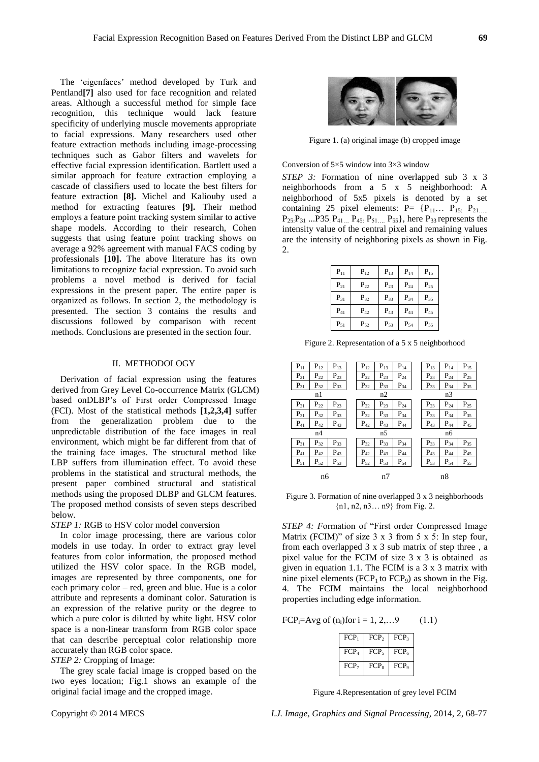The 'eigenfaces' method developed by Turk and Pentland**[7]** also used for face recognition and related areas. Although a successful method for simple face recognition, this technique would lack feature specificity of underlying muscle movements appropriate to facial expressions. Many researchers used other feature extraction methods including image-processing techniques such as Gabor filters and wavelets for effective facial expression identification. Bartlett used a similar approach for feature extraction employing a cascade of classifiers used to locate the best filters for feature extraction **[8].** Michel and Kaliouby used a method for extracting features **[9].** Their method employs a feature point tracking system similar to active shape models. According to their research, Cohen suggests that using feature point tracking shows on average a 92% agreement with manual FACS coding by professionals **[10].** The above literature has its own limitations to recognize facial expression. To avoid such problems a novel method is derived for facial expressions in the present paper. The entire paper is organized as follows. In section 2, the methodology is presented. The section 3 contains the results and discussions followed by comparison with recent methods. Conclusions are presented in the section four.

## II. METHODOLOGY

Derivation of facial expression using the features derived from Grey Level Co-occurrence Matrix (GLCM) based onDLBP's of First order Compressed Image (FCI). Most of the statistical methods **[1,2,3,4]** suffer from the generalization problem due to the unpredictable distribution of the face images in real environment, which might be far different from that of the training face images. The structural method like LBP suffers from illumination effect. To avoid these problems in the statistical and structural methods, the present paper combined structural and statistical methods using the proposed DLBP and GLCM features. The proposed method consists of seven steps described below.

*STEP 1:* RGB to HSV color model conversion

In color image processing, there are various color models in use today. In order to extract gray level features from color information, the proposed method utilized the HSV color space. In the RGB model, images are represented by three components, one for each primary color – red, green and blue. Hue is a color attribute and represents a dominant color. Saturation is an expression of the relative purity or the degree to which a pure color is diluted by white light. HSV color space is a non-linear transform from RGB color space that can describe perceptual color relationship more accurately than RGB color space.

*STEP 2:* Cropping of Image:

The grey scale facial image is cropped based on the two eyes location; Fig.1 shows an example of the original facial image and the cropped image.

Figure 1. (a) original image (b) cropped image

Conversion of 5×5 window into 3×3 window

*STEP 3:* Formation of nine overlapped sub 3 x 3 neighborhoods from a 5 x 5 neighborhood: A neighborhood of 5x5 pixels is denoted by a set containing 25 pixel elements: P= $\{P_{11} \ldots P_{15:} P_{21\ldots} P_{25:} P_{31} \ldots P35_{:} P_{41\ldots} P_{45:} P_{51\ldots} P_{55}\}$, here $P_{33}$ represents the intensity value of the central pixel and remaining values are the intensity of neighboring pixels as shown in Fig. 2.

| $P_{11}$ | $P_{12}$ | $P_{13}$ | $P_{14}$ | $P_{15}$ |
|---|---|---|---|---|
| $P_{21}$ | $P_{22}$ | $P_{23}$ | $P_{24}$ | $P_{25}$ |
| $P_{31}$ | $P_{32}$ | $P_{33}$ | $P_{34}$ | $P_{35}$ |
| $P_{41}$ | $P_{42}$ | $P_{43}$ | $P_{44}$ | $P_{45}$ |
| $P_{51}$ | $P_{52}$ | $P_{53}$ | $P_{54}$ | $P_{55}$ |

Figure 2. Representation of a 5 x 5 neighborhood

n1:

| $P_{11}$ | $P_{12}$ | $P_{13}$ |
|---|---|---|
| $P_{21}$ | $P_{22}$ | $P_{23}$ |
| $P_{31}$ | $P_{32}$ | $P_{33}$ |

n2:

| $P_{12}$ | $P_{13}$ | $P_{14}$ |
|---|---|---|
| $P_{22}$ | $P_{23}$ | $P_{24}$ |
| $P_{32}$ | $P_{33}$ | $P_{34}$ |

n3:

| $P_{13}$ | $P_{14}$ | $P_{15}$ |
|---|---|---|
| $P_{23}$ | $P_{24}$ | $P_{25}$ |
| $P_{33}$ | $P_{34}$ | $P_{35}$ |

n4:

| $P_{21}$ | $P_{22}$ | $P_{23}$ |
|---|---|---|
| $P_{31}$ | $P_{32}$ | $P_{33}$ |
| $P_{41}$ | $P_{42}$ | $P_{43}$ |

n5:

| $P_{22}$ | $P_{23}$ | $P_{24}$ |
|---|---|---|
| $P_{32}$ | $P_{33}$ | $P_{34}$ |
| $P_{42}$ | $P_{43}$ | $P_{44}$ |

n6:

| $P_{23}$ | $P_{24}$ | $P_{25}$ |
|---|---|---|
| $P_{33}$ | $P_{34}$ | $P_{35}$ |
| $P_{43}$ | $P_{44}$ | $P_{45}$ |

n6:

| $P_{31}$ | $P_{32}$ | $P_{33}$ |
|---|---|---|
| $P_{41}$ | $P_{42}$ | $P_{43}$ |
| $P_{51}$ | $P_{52}$ | $P_{53}$ |

n7:

| $P_{32}$ | $P_{33}$ | $P_{34}$ |
|---|---|---|
| $P_{42}$ | $P_{43}$ | $P_{44}$ |
| $P_{52}$ | $P_{53}$ | $P_{54}$ |

n8:

| $P_{33}$ | $P_{34}$ | $P_{35}$ |
|---|---|---|
| $P_{43}$ | $P_{44}$ | $P_{45}$ |
| $P_{53}$ | $P_{54}$ | $P_{55}$ |

Figure 3. Formation of nine overlapped 3 x 3 neighborhoods {n1, n2, n3… n9} from Fig. 2.

*STEP 4: F*ormation of "First order Compressed Image Matrix (FCIM)" of size 3 x 3 from 5 x 5: In step four, from each overlapped 3 x 3 sub matrix of step three , a pixel value for the FCIM of size 3 x 3 is obtained as given in equation 1.1. The FCIM is a 3 x 3 matrix with nine pixel elements ($FCP_1$ to $FCP_9$) as shown in the Fig. 4. The FCIM maintains the local neighborhood properties including edge information.

$$FCP_i = \text{Avg of } (n_i) \text{for } i = 1, 2, \ldots 9 \qquad (1.1)$$

| $FCP_1$ | $FCP_2$ | $FCP_3$ |
|---|---|---|
| $FCP_4$ | $FCP_5$ | $FCP_6$ |
| $FCP_7$ | $FCP_8$ | $FCP_9$ |

Figure 4.Representation of grey level FCIM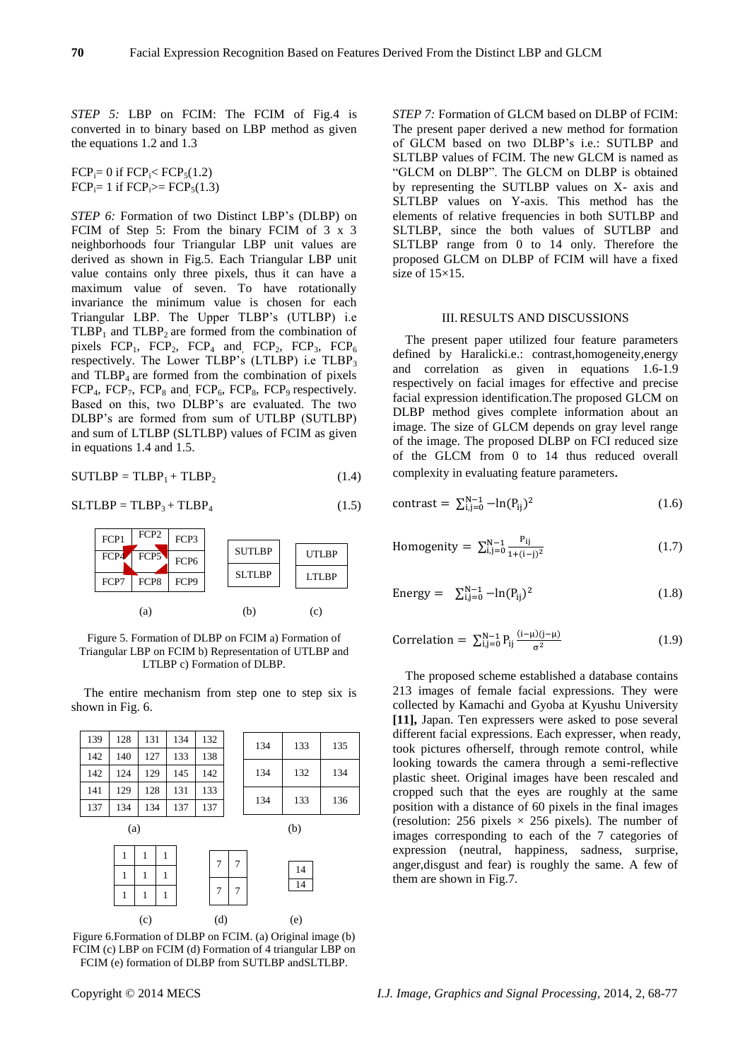*STEP 5:* LBP on FCIM: The FCIM of Fig.4 is converted in to binary based on LBP method as given the equations 1.2 and 1.3

$FCP_i = 0$ if $FCP_i < FCP_5$ (1.2)
$FCP_i = 1$ if $FCP_i >= FCP_5$ (1.3)

*STEP 6:* Formation of two Distinct LBP's (DLBP) on FCIM of Step 5: From the binary FCIM of 3 x 3 neighborhoods four Triangular LBP unit values are derived as shown in Fig.5. Each Triangular LBP unit value contains only three pixels, thus it can have a maximum value of seven. To have rotationally invariance the minimum value is chosen for each Triangular LBP. The Upper TLBP's (UTLBP) i.e $TLBP_1$ and $TLBP_2$ are formed from the combination of pixels $FCP_1$, $FCP_2$, $FCP_4$ and $FCP_2$, $FCP_3$, $FCP_6$ respectively. The Lower TLBP's (LTLBP) i.e $TLBP_3$ and $TLBP_4$ are formed from the combination of pixels $FCP_4$, $FCP_7$, $FCP_8$ and $FCP_6$, $FCP_8$, $FCP_9$ respectively. Based on this, two DLBP's are evaluated. The two DLBP's are formed from sum of UTLBP (SUTLBP) and sum of LTLBP (SLTLBP) values of FCIM as given in equations 1.4 and 1.5.

$$SUTLBP = TLBP_1 + TLBP_2 \tag{1.4}$$

$$SLTLBP = TLBP_3 + TLBP_4 \tag{1.5}$$

(a)

| FCP1 | FCP2 | FCP3 |
|---|---|---|
| FCP4 | FCP5 | FCP6 |
| FCP7 | FCP8 | FCP9 |

(b)

| SUTLBP |
|---|
| SLTLBP |

(c)

| UTLBP |
|---|
| LTLBP |

Figure 5. Formation of DLBP on FCIM a) Formation of Triangular LBP on FCIM b) Representation of UTLBP and LTLBP c) Formation of DLBP.

The entire mechanism from step one to step six is shown in Fig. 6.

(a)

| 139 | 128 | 131 | 134 | 132 |
|---|---|---|---|---|
| 142 | 140 | 127 | 133 | 138 |
| 142 | 124 | 129 | 145 | 142 |
| 141 | 129 | 128 | 131 | 133 |
| 137 | 134 | 134 | 137 | 137 |

(b)

| 134 | 133 | 135 |
|---|---|---|
| 134 | 132 | 134 |
| 134 | 133 | 136 |

(c)

| 1 | 1 | 1 |
|---|---|---|
| 1 | 1 | 1 |
| 1 | 1 | 1 |

(d)

| 7 | 7 |
|---|---|
| 7 | 7 |

(e)

| 14 |
|---|
| 14 |

Figure 6.Formation of DLBP on FCIM. (a) Original image (b) FCIM (c) LBP on FCIM (d) Formation of 4 triangular LBP on FCIM (e) formation of DLBP from SUTLBP andSLTLBP.

*STEP 7:* Formation of GLCM based on DLBP of FCIM: The present paper derived a new method for formation of GLCM based on two DLBP's i.e.: SUTLBP and SLTLBP values of FCIM. The new GLCM is named as "GLCM on DLBP". The GLCM on DLBP is obtained by representing the SUTLBP values on X- axis and SLTLBP values on Y-axis. This method has the elements of relative frequencies in both SUTLBP and SLTLBP, since the both values of SUTLBP and SLTLBP range from 0 to 14 only. Therefore the proposed GLCM on DLBP of FCIM will have a fixed size of 15×15.

## III. RESULTS AND DISCUSSIONS

The present paper utilized four feature parameters defined by Haralicki.e.: contrast,homogeneity,energy and correlation as given in equations 1.6-1.9 respectively on facial images for effective and precise facial expression identification.The proposed GLCM on DLBP method gives complete information about an image. The size of GLCM depends on gray level range of the image. The proposed DLBP on FCI reduced size of the GLCM from 0 to 14 thus reduced overall complexity in evaluating feature parameters.

$$\text{contrast} = \sum_{i,j=0}^{N-1} -\ln(P_{ij})^2 \tag{1.6}$$

$$\text{Homogenity} = \sum_{i,j=0}^{N-1} \frac{P_{ij}}{1+(i-j)^2} \tag{1.7}$$

$$\text{Energy} = \sum_{i,j=0}^{N-1} -\ln(P_{ij})^2 \tag{1.8}$$

$$\text{Correlation} = \sum_{i,j=0}^{N-1} P_{ij} \frac{(i-\mu)(j-\mu)}{\sigma^2} \tag{1.9}$$

The proposed scheme established a database contains 213 images of female facial expressions. They were collected by Kamachi and Gyoba at Kyushu University **[11],** Japan. Ten expressers were asked to pose several different facial expressions. Each expresser, when ready, took pictures ofherself, through remote control, while looking towards the camera through a semi-reflective plastic sheet. Original images have been rescaled and cropped such that the eyes are roughly at the same position with a distance of 60 pixels in the final images (resolution: 256 pixels × 256 pixels). The number of images corresponding to each of the 7 categories of expression (neutral, happiness, sadness, surprise, anger,disgust and fear) is roughly the same. A few of them are shown in Fig.7.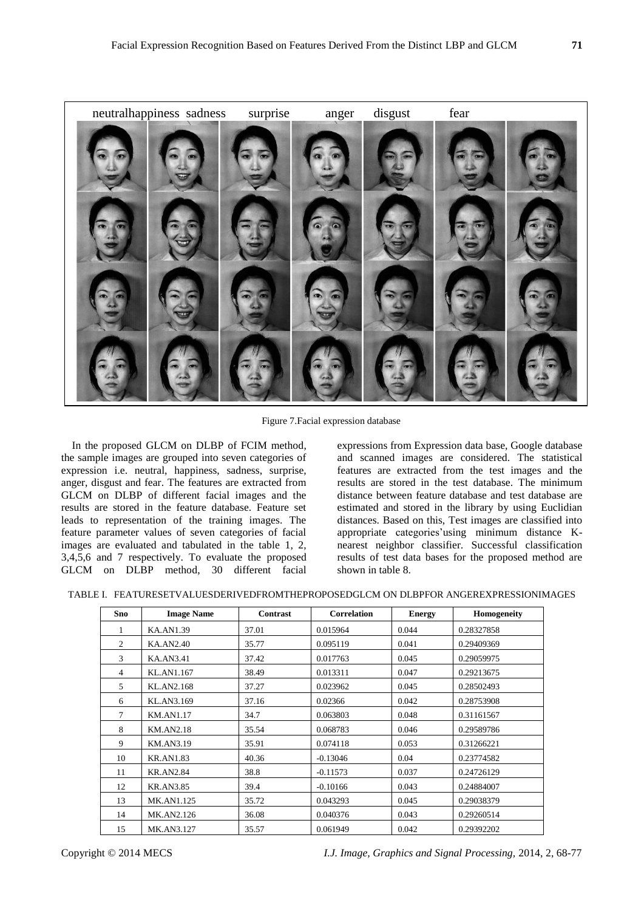neutral happiness sadness surprise anger disgust fear

Figure 7.Facial expression database

In the proposed GLCM on DLBP of FCIM method, the sample images are grouped into seven categories of expression i.e. neutral, happiness, sadness, surprise, anger, disgust and fear. The features are extracted from GLCM on DLBP of different facial images and the results are stored in the feature database. Feature set leads to representation of the training images. The feature parameter values of seven categories of facial images are evaluated and tabulated in the table 1, 2, 3,4,5,6 and 7 respectively. To evaluate the proposed GLCM on DLBP method, 30 different facial expressions from Expression data base, Google database and scanned images are considered. The statistical features are extracted from the test images and the results are stored in the test database. The minimum distance between feature database and test database are estimated and stored in the library by using Euclidian distances. Based on this, Test images are classified into appropriate categories'using minimum distance K-nearest neighbor classifier. Successful classification results of test data bases for the proposed method are shown in table 8.

TABLE I. FEATURESETVALUESDERIVEDFROMTHEPROPOSEDGLCM ON DLBPFOR ANGEREXPRESSIONIMAGES

| Sno | Image Name | Contrast | Correlation | Energy | Homogeneity |
|---|---|---|---|---|---|
| 1 | KA.AN1.39 | 37.01 | 0.015964 | 0.044 | 0.28327858 |
| 2 | KA.AN2.40 | 35.77 | 0.095119 | 0.041 | 0.29409369 |
| 3 | KA.AN3.41 | 37.42 | 0.017763 | 0.045 | 0.29059975 |
| 4 | KL.AN1.167 | 38.49 | 0.013311 | 0.047 | 0.29213675 |
| 5 | KL.AN2.168 | 37.27 | 0.023962 | 0.045 | 0.28502493 |
| 6 | KL.AN3.169 | 37.16 | 0.02366 | 0.042 | 0.28753908 |
| 7 | KM.AN1.17 | 34.7 | 0.063803 | 0.048 | 0.31161567 |
| 8 | KM.AN2.18 | 35.54 | 0.068783 | 0.046 | 0.29589786 |
| 9 | KM.AN3.19 | 35.91 | 0.074118 | 0.053 | 0.31266221 |
| 10 | KR.AN1.83 | 40.36 | -0.13046 | 0.04 | 0.23774582 |
| 11 | KR.AN2.84 | 38.8 | -0.11573 | 0.037 | 0.24726129 |
| 12 | KR.AN3.85 | 39.4 | -0.10166 | 0.043 | 0.24884007 |
| 13 | MK.AN1.125 | 35.72 | 0.043293 | 0.045 | 0.29038379 |
| 14 | MK.AN2.126 | 36.08 | 0.040376 | 0.043 | 0.29260514 |
| 15 | MK.AN3.127 | 35.57 | 0.061949 | 0.042 | 0.29392202 |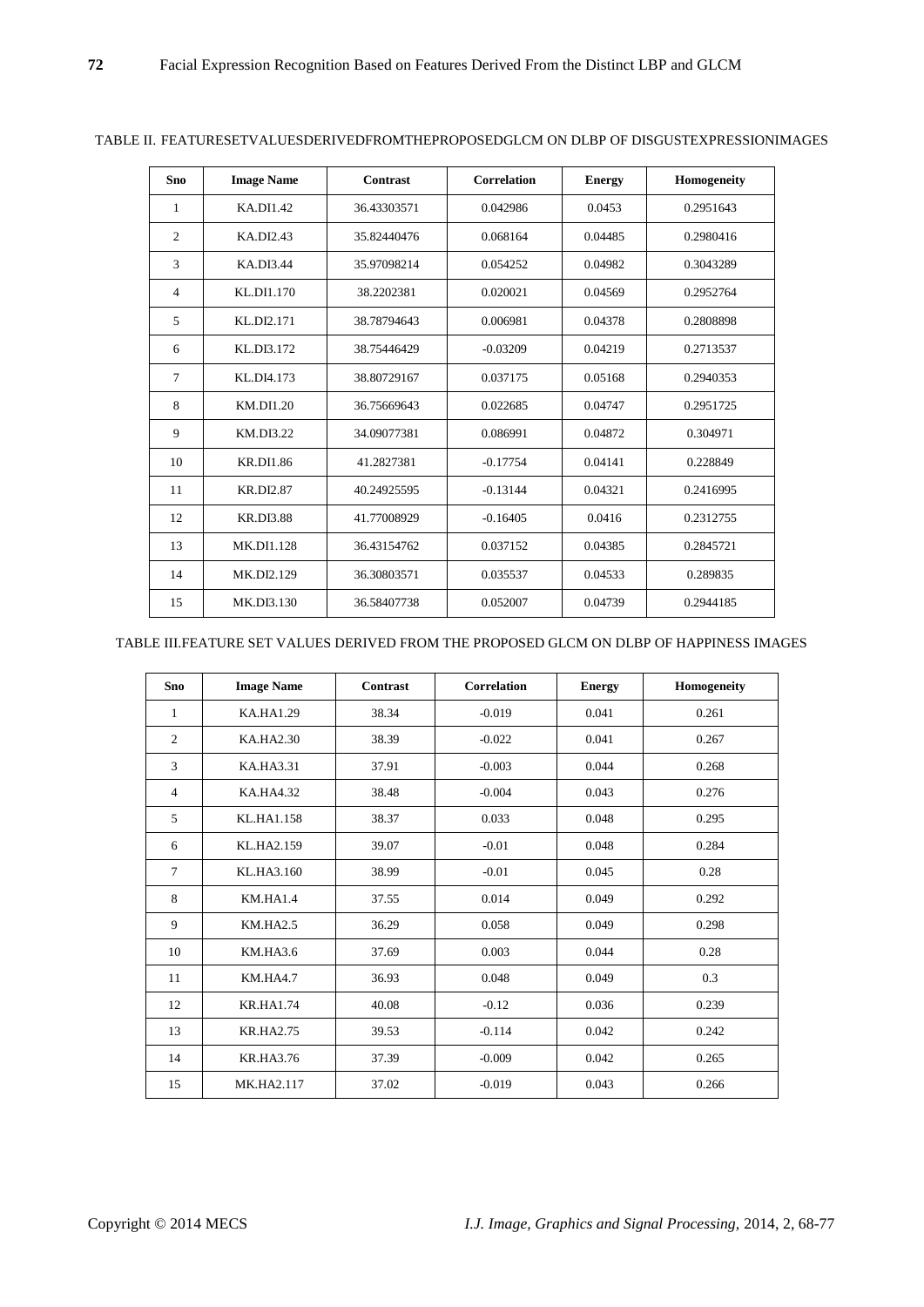TABLE II. FEATURESETVALUESDERIVEDFROMTHEPROPOSEDGLCM ON DLBP OF DISGUSTEXPRESSIONIMAGES

| Sno | Image Name | Contrast | Correlation | Energy | Homogeneity |
|---|---|---|---|---|---|
| 1 | KA.DI1.42 | 36.43303571 | 0.042986 | 0.0453 | 0.2951643 |
| 2 | KA.DI2.43 | 35.82440476 | 0.068164 | 0.04485 | 0.2980416 |
| 3 | KA.DI3.44 | 35.97098214 | 0.054252 | 0.04982 | 0.3043289 |
| 4 | KL.DI1.170 | 38.2202381 | 0.020021 | 0.04569 | 0.2952764 |
| 5 | KL.DI2.171 | 38.78794643 | 0.006981 | 0.04378 | 0.2808898 |
| 6 | KL.DI3.172 | 38.75446429 | -0.03209 | 0.04219 | 0.2713537 |
| 7 | KL.DI4.173 | 38.80729167 | 0.037175 | 0.05168 | 0.2940353 |
| 8 | KM.DI1.20 | 36.75669643 | 0.022685 | 0.04747 | 0.2951725 |
| 9 | KM.DI3.22 | 34.09077381 | 0.086991 | 0.04872 | 0.304971 |
| 10 | KR.DI1.86 | 41.2827381 | -0.17754 | 0.04141 | 0.228849 |
| 11 | KR.DI2.87 | 40.24925595 | -0.13144 | 0.04321 | 0.2416995 |
| 12 | KR.DI3.88 | 41.77008929 | -0.16405 | 0.0416 | 0.2312755 |
| 13 | MK.DI1.128 | 36.43154762 | 0.037152 | 0.04385 | 0.2845721 |
| 14 | MK.DI2.129 | 36.30803571 | 0.035537 | 0.04533 | 0.289835 |
| 15 | MK.DI3.130 | 36.58407738 | 0.052007 | 0.04739 | 0.2944185 |

TABLE III.FEATURE SET VALUES DERIVED FROM THE PROPOSED GLCM ON DLBP OF HAPPINESS IMAGES

| Sno | Image Name | Contrast | Correlation | Energy | Homogeneity |
|---|---|---|---|---|---|
| 1 | KA.HA1.29 | 38.34 | -0.019 | 0.041 | 0.261 |
| 2 | KA.HA2.30 | 38.39 | -0.022 | 0.041 | 0.267 |
| 3 | KA.HA3.31 | 37.91 | -0.003 | 0.044 | 0.268 |
| 4 | KA.HA4.32 | 38.48 | -0.004 | 0.043 | 0.276 |
| 5 | KL.HA1.158 | 38.37 | 0.033 | 0.048 | 0.295 |
| 6 | KL.HA2.159 | 39.07 | -0.01 | 0.048 | 0.284 |
| 7 | KL.HA3.160 | 38.99 | -0.01 | 0.045 | 0.28 |
| 8 | KM.HA1.4 | 37.55 | 0.014 | 0.049 | 0.292 |
| 9 | KM.HA2.5 | 36.29 | 0.058 | 0.049 | 0.298 |
| 10 | KM.HA3.6 | 37.69 | 0.003 | 0.044 | 0.28 |
| 11 | KM.HA4.7 | 36.93 | 0.048 | 0.049 | 0.3 |
| 12 | KR.HA1.74 | 40.08 | -0.12 | 0.036 | 0.239 |
| 13 | KR.HA2.75 | 39.53 | -0.114 | 0.042 | 0.242 |
| 14 | KR.HA3.76 | 37.39 | -0.009 | 0.042 | 0.265 |
| 15 | MK.HA2.117 | 37.02 | -0.019 | 0.043 | 0.266 |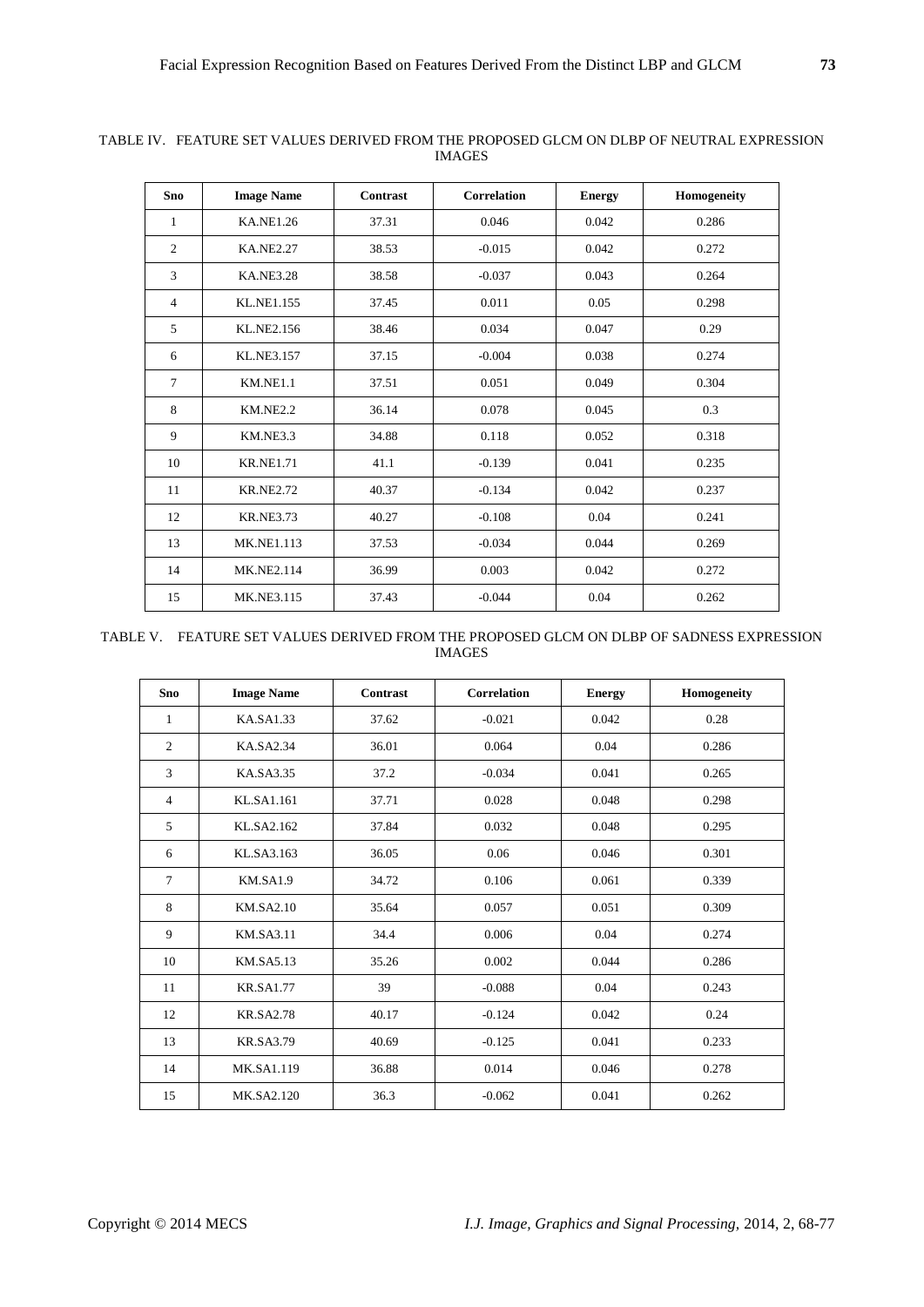TABLE IV. FEATURE SET VALUES DERIVED FROM THE PROPOSED GLCM ON DLBP OF NEUTRAL EXPRESSION IMAGES

| Sno | Image Name | Contrast | Correlation | Energy | Homogeneity |
|---|---|---|---|---|---|
| 1 | KA.NE1.26 | 37.31 | 0.046 | 0.042 | 0.286 |
| 2 | KA.NE2.27 | 38.53 | -0.015 | 0.042 | 0.272 |
| 3 | KA.NE3.28 | 38.58 | -0.037 | 0.043 | 0.264 |
| 4 | KL.NE1.155 | 37.45 | 0.011 | 0.05 | 0.298 |
| 5 | KL.NE2.156 | 38.46 | 0.034 | 0.047 | 0.29 |
| 6 | KL.NE3.157 | 37.15 | -0.004 | 0.038 | 0.274 |
| 7 | KM.NE1.1 | 37.51 | 0.051 | 0.049 | 0.304 |
| 8 | KM.NE2.2 | 36.14 | 0.078 | 0.045 | 0.3 |
| 9 | KM.NE3.3 | 34.88 | 0.118 | 0.052 | 0.318 |
| 10 | KR.NE1.71 | 41.1 | -0.139 | 0.041 | 0.235 |
| 11 | KR.NE2.72 | 40.37 | -0.134 | 0.042 | 0.237 |
| 12 | KR.NE3.73 | 40.27 | -0.108 | 0.04 | 0.241 |
| 13 | MK.NE1.113 | 37.53 | -0.034 | 0.044 | 0.269 |
| 14 | MK.NE2.114 | 36.99 | 0.003 | 0.042 | 0.272 |
| 15 | MK.NE3.115 | 37.43 | -0.044 | 0.04 | 0.262 |

TABLE V. FEATURE SET VALUES DERIVED FROM THE PROPOSED GLCM ON DLBP OF SADNESS EXPRESSION IMAGES

| Sno | Image Name | Contrast | Correlation | Energy | Homogeneity |
|---|---|---|---|---|---|
| 1 | KA.SA1.33 | 37.62 | -0.021 | 0.042 | 0.28 |
| 2 | KA.SA2.34 | 36.01 | 0.064 | 0.04 | 0.286 |
| 3 | KA.SA3.35 | 37.2 | -0.034 | 0.041 | 0.265 |
| 4 | KL.SA1.161 | 37.71 | 0.028 | 0.048 | 0.298 |
| 5 | KL.SA2.162 | 37.84 | 0.032 | 0.048 | 0.295 |
| 6 | KL.SA3.163 | 36.05 | 0.06 | 0.046 | 0.301 |
| 7 | KM.SA1.9 | 34.72 | 0.106 | 0.061 | 0.339 |
| 8 | KM.SA2.10 | 35.64 | 0.057 | 0.051 | 0.309 |
| 9 | KM.SA3.11 | 34.4 | 0.006 | 0.04 | 0.274 |
| 10 | KM.SA5.13 | 35.26 | 0.002 | 0.044 | 0.286 |
| 11 | KR.SA1.77 | 39 | -0.088 | 0.04 | 0.243 |
| 12 | KR.SA2.78 | 40.17 | -0.124 | 0.042 | 0.24 |
| 13 | KR.SA3.79 | 40.69 | -0.125 | 0.041 | 0.233 |
| 14 | MK.SA1.119 | 36.88 | 0.014 | 0.046 | 0.278 |
| 15 | MK.SA2.120 | 36.3 | -0.062 | 0.041 | 0.262 |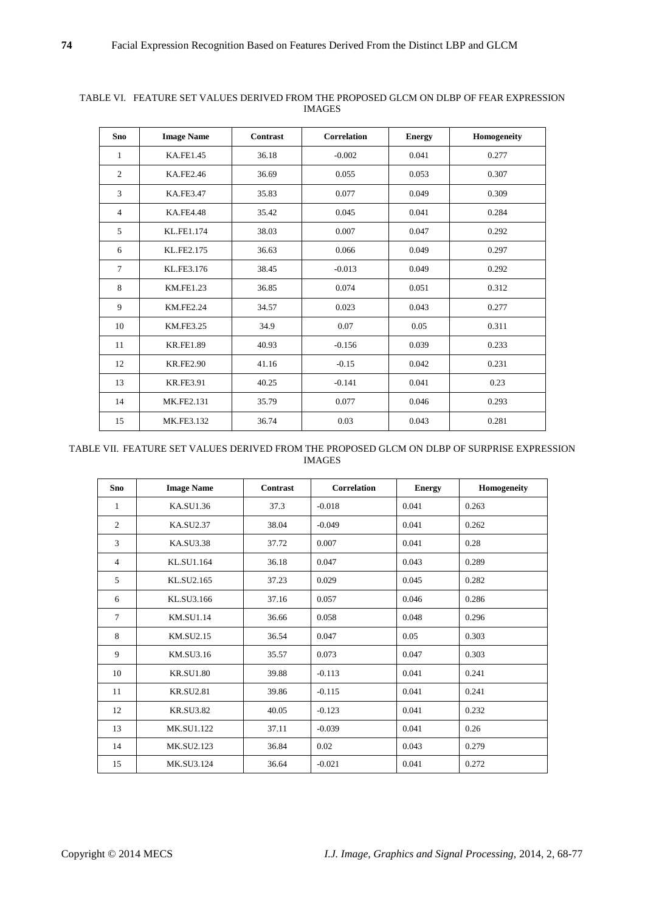TABLE VI. FEATURE SET VALUES DERIVED FROM THE PROPOSED GLCM ON DLBP OF FEAR EXPRESSION IMAGES

| Sno | Image Name | Contrast | Correlation | Energy | Homogeneity |
|---|---|---|---|---|---|
| 1 | KA.FE1.45 | 36.18 | -0.002 | 0.041 | 0.277 |
| 2 | KA.FE2.46 | 36.69 | 0.055 | 0.053 | 0.307 |
| 3 | KA.FE3.47 | 35.83 | 0.077 | 0.049 | 0.309 |
| 4 | KA.FE4.48 | 35.42 | 0.045 | 0.041 | 0.284 |
| 5 | KL.FE1.174 | 38.03 | 0.007 | 0.047 | 0.292 |
| 6 | KL.FE2.175 | 36.63 | 0.066 | 0.049 | 0.297 |
| 7 | KL.FE3.176 | 38.45 | -0.013 | 0.049 | 0.292 |
| 8 | KM.FE1.23 | 36.85 | 0.074 | 0.051 | 0.312 |
| 9 | KM.FE2.24 | 34.57 | 0.023 | 0.043 | 0.277 |
| 10 | KM.FE3.25 | 34.9 | 0.07 | 0.05 | 0.311 |
| 11 | KR.FE1.89 | 40.93 | -0.156 | 0.039 | 0.233 |
| 12 | KR.FE2.90 | 41.16 | -0.15 | 0.042 | 0.231 |
| 13 | KR.FE3.91 | 40.25 | -0.141 | 0.041 | 0.23 |
| 14 | MK.FE2.131 | 35.79 | 0.077 | 0.046 | 0.293 |
| 15 | MK.FE3.132 | 36.74 | 0.03 | 0.043 | 0.281 |

TABLE VII. FEATURE SET VALUES DERIVED FROM THE PROPOSED GLCM ON DLBP OF SURPRISE EXPRESSION IMAGES

| Sno | Image Name | Contrast | Correlation | Energy | Homogeneity |
|---|---|---|---|---|---|
| 1 | KA.SU1.36 | 37.3 | -0.018 | 0.041 | 0.263 |
| 2 | KA.SU2.37 | 38.04 | -0.049 | 0.041 | 0.262 |
| 3 | KA.SU3.38 | 37.72 | 0.007 | 0.041 | 0.28 |
| 4 | KL.SU1.164 | 36.18 | 0.047 | 0.043 | 0.289 |
| 5 | KL.SU2.165 | 37.23 | 0.029 | 0.045 | 0.282 |
| 6 | KL.SU3.166 | 37.16 | 0.057 | 0.046 | 0.286 |
| 7 | KM.SU1.14 | 36.66 | 0.058 | 0.048 | 0.296 |
| 8 | KM.SU2.15 | 36.54 | 0.047 | 0.05 | 0.303 |
| 9 | KM.SU3.16 | 35.57 | 0.073 | 0.047 | 0.303 |
| 10 | KR.SU1.80 | 39.88 | -0.113 | 0.041 | 0.241 |
| 11 | KR.SU2.81 | 39.86 | -0.115 | 0.041 | 0.241 |
| 12 | KR.SU3.82 | 40.05 | -0.123 | 0.041 | 0.232 |
| 13 | MK.SU1.122 | 37.11 | -0.039 | 0.041 | 0.26 |
| 14 | MK.SU2.123 | 36.84 | 0.02 | 0.043 | 0.279 |
| 15 | MK.SU3.124 | 36.64 | -0.021 | 0.041 | 0.272 |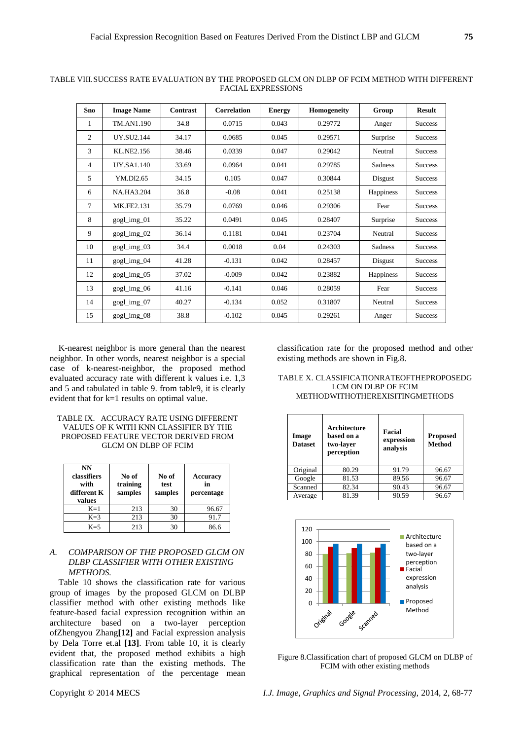TABLE VIII.SUCCESS RATE EVALUATION BY THE PROPOSED GLCM ON DLBP OF FCIM METHOD WITH DIFFERENT FACIAL EXPRESSIONS

| Sno | Image Name | Contrast | Correlation | Energy | Homogeneity | Group | Result |
|---|---|---|---|---|---|---|---|
| 1 | TM.AN1.190 | 34.8 | 0.0715 | 0.043 | 0.29772 | Anger | Success |
| 2 | UY.SU2.144 | 34.17 | 0.0685 | 0.045 | 0.29571 | Surprise | Success |
| 3 | KL.NE2.156 | 38.46 | 0.0339 | 0.047 | 0.29042 | Neutral | Success |
| 4 | UY.SA1.140 | 33.69 | 0.0964 | 0.041 | 0.29785 | Sadness | Success |
| 5 | YM.DI2.65 | 34.15 | 0.105 | 0.047 | 0.30844 | Disgust | Success |
| 6 | NA.HA3.204 | 36.8 | -0.08 | 0.041 | 0.25138 | Happiness | Success |
| 7 | MK.FE2.131 | 35.79 | 0.0769 | 0.046 | 0.29306 | Fear | Success |
| 8 | gogl_img_01 | 35.22 | 0.0491 | 0.045 | 0.28407 | Surprise | Success |
| 9 | gogl_img_02 | 36.14 | 0.1181 | 0.041 | 0.23704 | Neutral | Success |
| 10 | gogl_img_03 | 34.4 | 0.0018 | 0.04 | 0.24303 | Sadness | Success |
| 11 | gogl_img_04 | 41.28 | -0.131 | 0.042 | 0.28457 | Disgust | Success |
| 12 | gogl_img_05 | 37.02 | -0.009 | 0.042 | 0.23882 | Happiness | Success |
| 13 | gogl_img_06 | 41.16 | -0.141 | 0.046 | 0.28059 | Fear | Success |
| 14 | gogl_img_07 | 40.27 | -0.134 | 0.052 | 0.31807 | Neutral | Success |
| 15 | gogl_img_08 | 38.8 | -0.102 | 0.045 | 0.29261 | Anger | Success |

K-nearest neighbor is more general than the nearest neighbor. In other words, nearest neighbor is a special case of k-nearest-neighbor, the proposed method evaluated accuracy rate with different k values i.e. 1,3 and 5 and tabulated in table 9. from table9, it is clearly evident that for k=1 results on optimal value.

TABLE IX. ACCURACY RATE USING DIFFERENT VALUES OF K WITH KNN CLASSIFIER BY THE PROPOSED FEATURE VECTOR DERIVED FROM GLCM ON DLBP OF FCIM

| NN classifiers with different K values | No of training samples | No of test samples | Accuracy in percentage |
|---|---|---|---|
| K=1 | 213 | 30 | 96.67 |
| K=3 | 213 | 30 | 91.7 |
| K=5 | 213 | 30 | 86.6 |

### *A. COMPARISON OF THE PROPOSED GLCM ON DLBP CLASSIFIER WITH OTHER EXISTING METHODS.*

Table 10 shows the classification rate for various group of images by the proposed GLCM on DLBP classifier method with other existing methods like feature-based facial expression recognition within an architecture based on a two-layer perception ofZhengyou Zhang**[12]** and Facial expression analysis by Dela Torre et.al **[13]**. From table 10, it is clearly evident that, the proposed method exhibits a high classification rate than the existing methods. The graphical representation of the percentage mean classification rate for the proposed method and other existing methods are shown in Fig.8.

TABLE X. CLASSIFICATIONRATEOFTHEPROPOSEDGLCM ON DLBP OF FCIM METHODWITHOTHEREXISITINGMETHODS

| Image Dataset | Architecture based on a two-layer perception | Facial expression analysis | Proposed Method |
|---|---|---|---|
| Original | 80.29 | 91.79 | 96.67 |
| Google | 81.53 | 89.56 | 96.67 |
| Scanned | 82.34 | 90.43 | 96.67 |
| Average | 81.39 | 90.59 | 96.67 |

Figure 8.Classification chart of proposed GLCM on DLBP of FCIM with other existing methods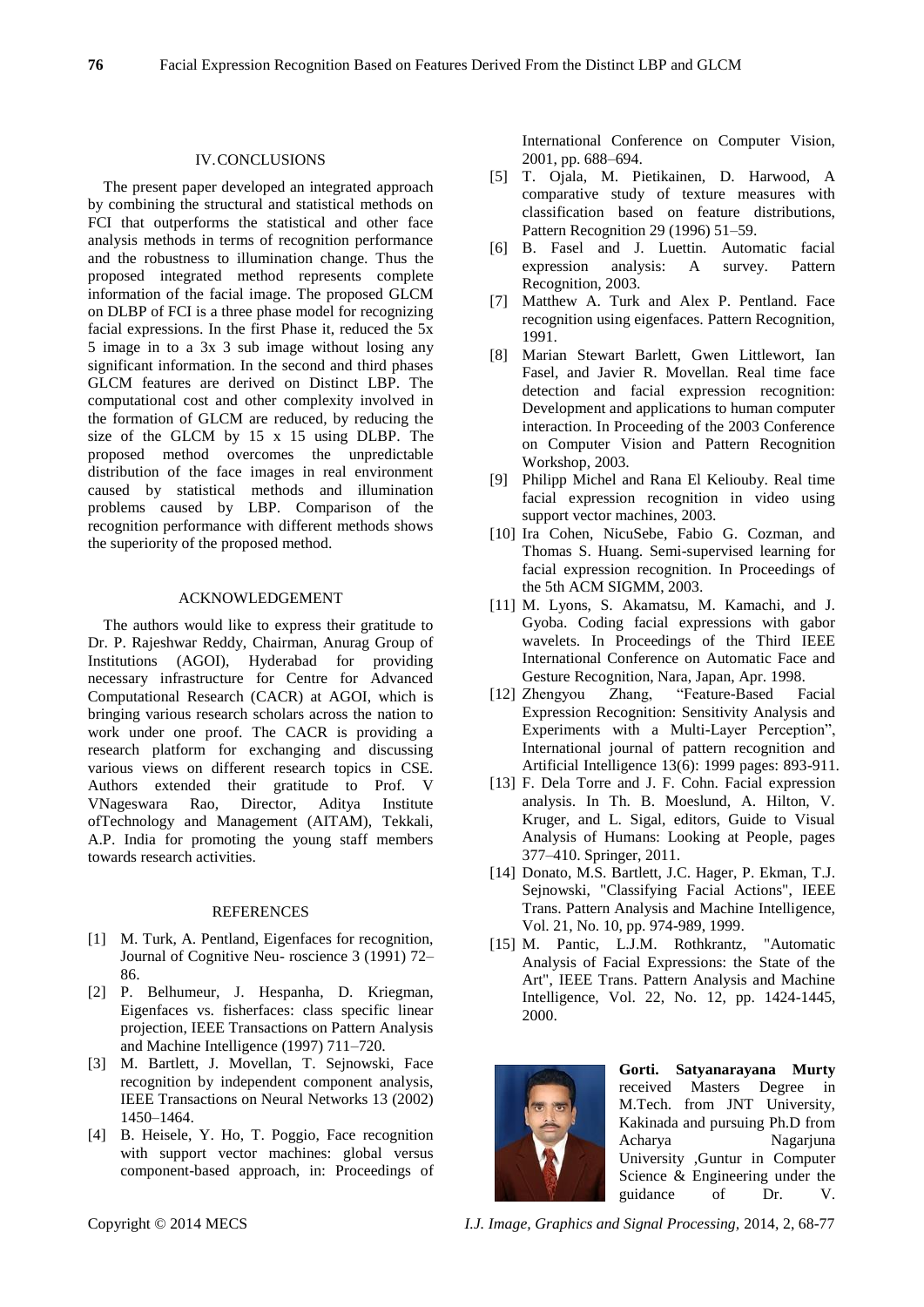## IV. CONCLUSIONS

The present paper developed an integrated approach by combining the structural and statistical methods on FCI that outperforms the statistical and other face analysis methods in terms of recognition performance and the robustness to illumination change. Thus the proposed integrated method represents complete information of the facial image. The proposed GLCM on DLBP of FCI is a three phase model for recognizing facial expressions. In the first Phase it, reduced the 5x 5 image in to a 3x 3 sub image without losing any significant information. In the second and third phases GLCM features are derived on Distinct LBP. The computational cost and other complexity involved in the formation of GLCM are reduced, by reducing the size of the GLCM by 15 x 15 using DLBP. The proposed method overcomes the unpredictable distribution of the face images in real environment caused by statistical methods and illumination problems caused by LBP. Comparison of the recognition performance with different methods shows the superiority of the proposed method.

## ACKNOWLEDGEMENT

The authors would like to express their gratitude to Dr. P. Rajeshwar Reddy, Chairman, Anurag Group of Institutions (AGOI), Hyderabad for providing necessary infrastructure for Centre for Advanced Computational Research (CACR) at AGOI, which is bringing various research scholars across the nation to work under one proof. The CACR is providing a research platform for exchanging and discussing various views on different research topics in CSE. Authors extended their gratitude to Prof. V VNageswara Rao, Director, Aditya Institute ofTechnology and Management (AITAM), Tekkali, A.P. India for promoting the young staff members towards research activities.

## REFERENCES

[1] M. Turk, A. Pentland, Eigenfaces for recognition, Journal of Cognitive Neu- roscience 3 (1991) 72–86.

[2] P. Belhumeur, J. Hespanha, D. Kriegman, Eigenfaces vs. fisherfaces: class specific linear projection, IEEE Transactions on Pattern Analysis and Machine Intelligence (1997) 711–720.

[3] M. Bartlett, J. Movellan, T. Sejnowski, Face recognition by independent component analysis, IEEE Transactions on Neural Networks 13 (2002) 1450–1464.

[4] B. Heisele, Y. Ho, T. Poggio, Face recognition with support vector machines: global versus component-based approach, in: Proceedings of International Conference on Computer Vision, 2001, pp. 688–694.

[5] T. Ojala, M. Pietikainen, D. Harwood, A comparative study of texture measures with classification based on feature distributions, Pattern Recognition 29 (1996) 51–59.

[6] B. Fasel and J. Luettin. Automatic facial expression analysis: A survey. Pattern Recognition, 2003.

[7] Matthew A. Turk and Alex P. Pentland. Face recognition using eigenfaces. Pattern Recognition, 1991.

[8] Marian Stewart Barlett, Gwen Littlewort, Ian Fasel, and Javier R. Movellan. Real time face detection and facial expression recognition: Development and applications to human computer interaction. In Proceeding of the 2003 Conference on Computer Vision and Pattern Recognition Workshop, 2003.

[9] Philipp Michel and Rana El Keliouby. Real time facial expression recognition in video using support vector machines, 2003.

[10] Ira Cohen, NicuSebe, Fabio G. Cozman, and Thomas S. Huang. Semi-supervised learning for facial expression recognition. In Proceedings of the 5th ACM SIGMM, 2003.

[11] M. Lyons, S. Akamatsu, M. Kamachi, and J. Gyoba. Coding facial expressions with gabor wavelets. In Proceedings of the Third IEEE International Conference on Automatic Face and Gesture Recognition, Nara, Japan, Apr. 1998.

[12] Zhengyou Zhang, "Feature-Based Facial Expression Recognition: Sensitivity Analysis and Experiments with a Multi-Layer Perception", International journal of pattern recognition and Artificial Intelligence 13(6): 1999 pages: 893-911.

[13] F. Dela Torre and J. F. Cohn. Facial expression analysis. In Th. B. Moeslund, A. Hilton, V. Kruger, and L. Sigal, editors, Guide to Visual Analysis of Humans: Looking at People, pages 377–410. Springer, 2011.

[14] Donato, M.S. Bartlett, J.C. Hager, P. Ekman, T.J. Sejnowski, "Classifying Facial Actions", IEEE Trans. Pattern Analysis and Machine Intelligence, Vol. 21, No. 10, pp. 974-989, 1999.

[15] M. Pantic, L.J.M. Rothkrantz, "Automatic Analysis of Facial Expressions: the State of the Art", IEEE Trans. Pattern Analysis and Machine Intelligence, Vol. 22, No. 12, pp. 1424-1445, 2000.

**Gorti. Satyanarayana Murty** received Masters Degree in M.Tech. from JNT University, Kakinada and pursuing Ph.D from Acharya Nagarjuna University ,Guntur in Computer Science & Engineering under the guidance of Dr. V.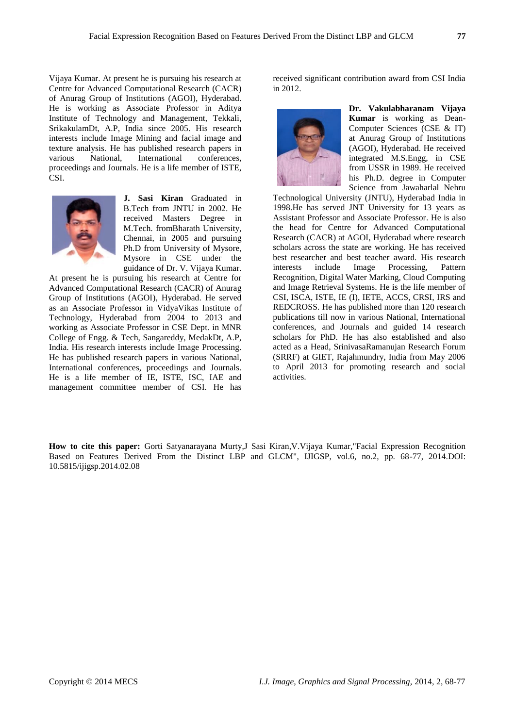Vijaya Kumar. At present he is pursuing his research at Centre for Advanced Computational Research (CACR) of Anurag Group of Institutions (AGOI), Hyderabad. He is working as Associate Professor in Aditya Institute of Technology and Management, Tekkali, SrikakulamDt, A.P, India since 2005. His research interests include Image Mining and facial image and texture analysis. He has published research papers in various National, International conferences, proceedings and Journals. He is a life member of ISTE, CSI.

**J. Sasi Kiran** Graduated in B.Tech from JNTU in 2002. He received Masters Degree in M.Tech. fromBharath University, Chennai, in 2005 and pursuing Ph.D from University of Mysore, Mysore in CSE under the guidance of Dr. V. Vijaya Kumar. At present he is pursuing his research at Centre for Advanced Computational Research (CACR) of Anurag Group of Institutions (AGOI), Hyderabad. He served as an Associate Professor in VidyaVikas Institute of Technology, Hyderabad from 2004 to 2013 and working as Associate Professor in CSE Dept. in MNR College of Engg. & Tech, Sangareddy, MedakDt, A.P, India. His research interests include Image Processing. He has published research papers in various National, International conferences, proceedings and Journals. He is a life member of IE, ISTE, ISC, IAE and management committee member of CSI. He has received significant contribution award from CSI India in 2012.

**Dr. Vakulabharanam Vijaya Kumar** is working as Dean-Computer Sciences (CSE & IT) at Anurag Group of Institutions (AGOI), Hyderabad. He received integrated M.S.Engg, in CSE from USSR in 1989. He received his Ph.D. degree in Computer Science from Jawaharlal Nehru Technological University (JNTU), Hyderabad India in 1998.He has served JNT University for 13 years as Assistant Professor and Associate Professor. He is also the head for Centre for Advanced Computational Research (CACR) at AGOI, Hyderabad where research scholars across the state are working. He has received best researcher and best teacher award. His research interests include Image Processing, Pattern Recognition, Digital Water Marking, Cloud Computing and Image Retrieval Systems. He is the life member of CSI, ISCA, ISTE, IE (I), IETE, ACCS, CRSI, IRS and REDCROSS. He has published more than 120 research publications till now in various National, International conferences, and Journals and guided 14 research scholars for PhD. He has also established and also acted as a Head, SrinivasaRamanujan Research Forum (SRRF) at GIET, Rajahmundry, India from May 2006 to April 2013 for promoting research and social activities.

**How to cite this paper:** Gorti Satyanarayana Murty,J Sasi Kiran,V.Vijaya Kumar,"Facial Expression Recognition Based on Features Derived From the Distinct LBP and GLCM", IJIGSP, vol.6, no.2, pp. 68-77, 2014.DOI: 10.5815/ijigsp.2014.02.08